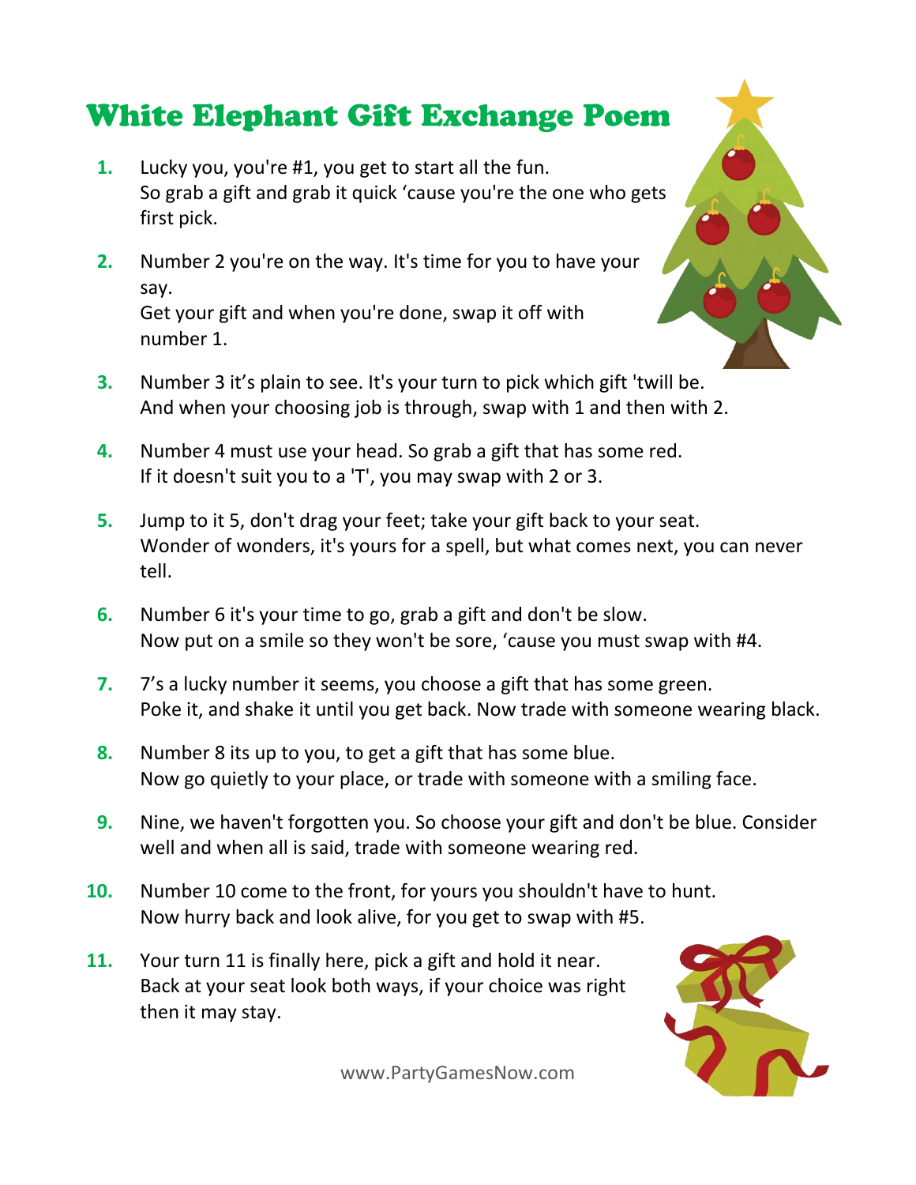# White Elephant Gift Exchange Poem

1. Lucky you, you're #1, you get to start all the fun.
   So grab a gift and grab it quick ‘cause you're the one who gets first pick.

2. Number 2 you're on the way. It's time for you to have your say.
   Get your gift and when you're done, swap it off with number 1.

3. Number 3 it’s plain to see. It's your turn to pick which gift 'twill be.
   And when your choosing job is through, swap with 1 and then with 2.

4. Number 4 must use your head. So grab a gift that has some red.
   If it doesn't suit you to a 'T', you may swap with 2 or 3.

5. Jump to it 5, don't drag your feet; take your gift back to your seat.
   Wonder of wonders, it's yours for a spell, but what comes next, you can never tell.

6. Number 6 it's your time to go, grab a gift and don't be slow.
   Now put on a smile so they won't be sore, ‘cause you must swap with #4.

7. 7’s a lucky number it seems, you choose a gift that has some green.
   Poke it, and shake it until you get back. Now trade with someone wearing black.

8. Number 8 its up to you, to get a gift that has some blue.
   Now go quietly to your place, or trade with someone with a smiling face.

9. Nine, we haven't forgotten you. So choose your gift and don't be blue. Consider well and when all is said, trade with someone wearing red.

10. Number 10 come to the front, for yours you shouldn't have to hunt.
    Now hurry back and look alive, for you get to swap with #5.

11. Your turn 11 is finally here, pick a gift and hold it near.
    Back at your seat look both ways, if your choice was right then it may stay.

www.PartyGamesNow.com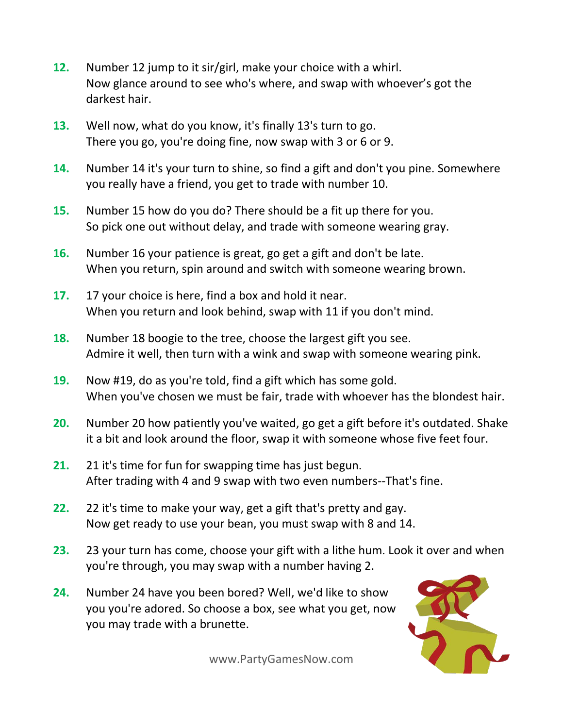12. Number 12 jump to it sir/girl, make your choice with a whirl. Now glance around to see who's where, and swap with whoever's got the darkest hair.

13. Well now, what do you know, it's finally 13's turn to go. There you go, you're doing fine, now swap with 3 or 6 or 9.

14. Number 14 it's your turn to shine, so find a gift and don't you pine. Somewhere you really have a friend, you get to trade with number 10.

15. Number 15 how do you do? There should be a fit up there for you. So pick one out without delay, and trade with someone wearing gray.

16. Number 16 your patience is great, go get a gift and don't be late. When you return, spin around and switch with someone wearing brown.

17. 17 your choice is here, find a box and hold it near. When you return and look behind, swap with 11 if you don't mind.

18. Number 18 boogie to the tree, choose the largest gift you see. Admire it well, then turn with a wink and swap with someone wearing pink.

19. Now #19, do as you're told, find a gift which has some gold. When you've chosen we must be fair, trade with whoever has the blondest hair.

20. Number 20 how patiently you've waited, go get a gift before it's outdated. Shake it a bit and look around the floor, swap it with someone whose five feet four.

21. 21 it's time for fun for swapping time has just begun. After trading with 4 and 9 swap with two even numbers--That's fine.

22. 22 it's time to make your way, get a gift that's pretty and gay. Now get ready to use your bean, you must swap with 8 and 14.

23. 23 your turn has come, choose your gift with a lithe hum. Look it over and when you're through, you may swap with a number having 2.

24. Number 24 have you been bored? Well, we'd like to show you you're adored. So choose a box, see what you get, now you may trade with a brunette.

www.PartyGamesNow.com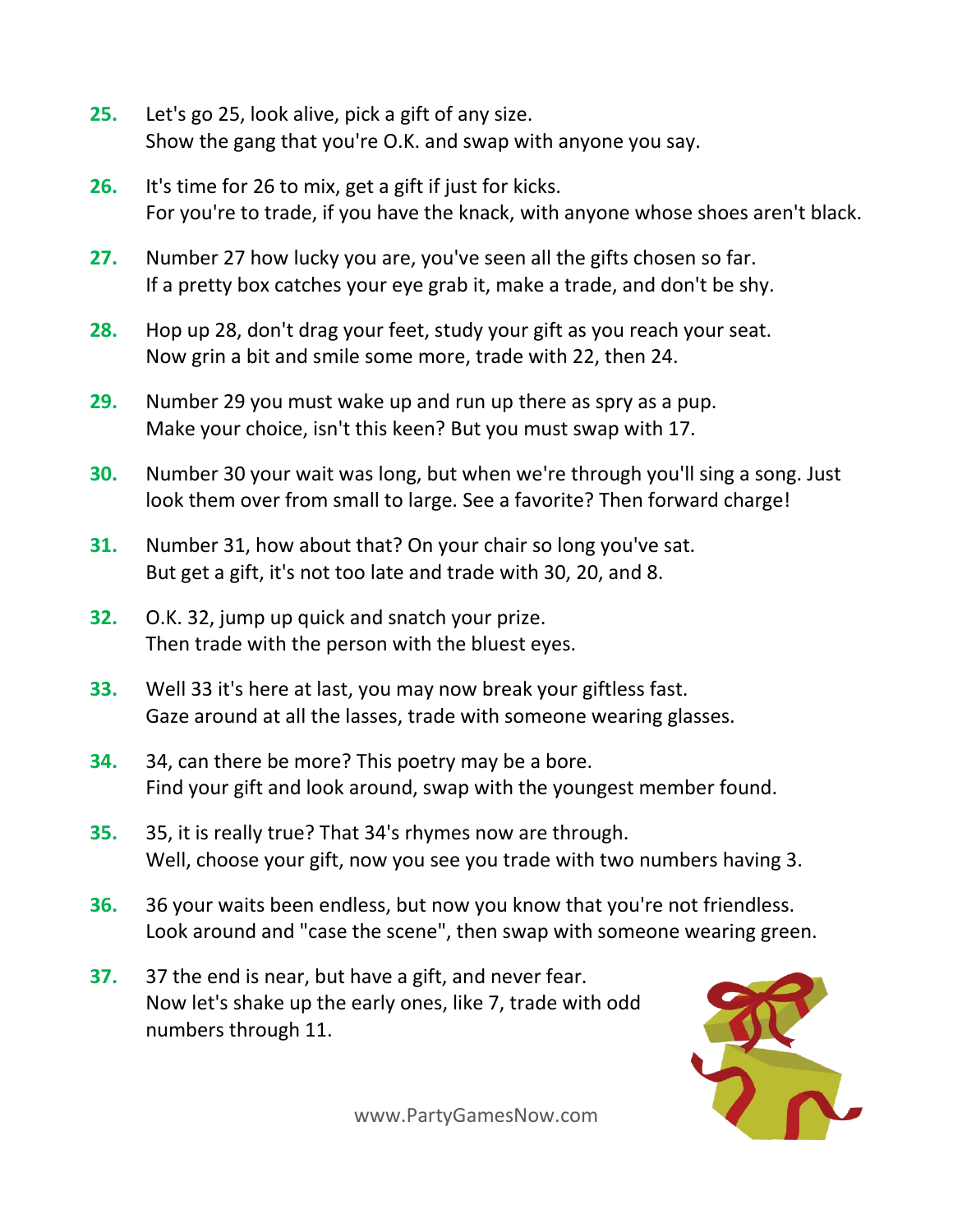**25.** Let's go 25, look alive, pick a gift of any size.
Show the gang that you're O.K. and swap with anyone you say.

**26.** It's time for 26 to mix, get a gift if just for kicks.
For you're to trade, if you have the knack, with anyone whose shoes aren't black.

**27.** Number 27 how lucky you are, you've seen all the gifts chosen so far.
If a pretty box catches your eye grab it, make a trade, and don't be shy.

**28.** Hop up 28, don't drag your feet, study your gift as you reach your seat.
Now grin a bit and smile some more, trade with 22, then 24.

**29.** Number 29 you must wake up and run up there as spry as a pup.
Make your choice, isn't this keen? But you must swap with 17.

**30.** Number 30 your wait was long, but when we're through you'll sing a song. Just look them over from small to large. See a favorite? Then forward charge!

**31.** Number 31, how about that? On your chair so long you've sat.
But get a gift, it's not too late and trade with 30, 20, and 8.

**32.** O.K. 32, jump up quick and snatch your prize.
Then trade with the person with the bluest eyes.

**33.** Well 33 it's here at last, you may now break your giftless fast.
Gaze around at all the lasses, trade with someone wearing glasses.

**34.** 34, can there be more? This poetry may be a bore.
Find your gift and look around, swap with the youngest member found.

**35.** 35, it is really true? That 34's rhymes now are through.
Well, choose your gift, now you see you trade with two numbers having 3.

**36.** 36 your waits been endless, but now you know that you're not friendless.
Look around and "case the scene", then swap with someone wearing green.

**37.** 37 the end is near, but have a gift, and never fear.
Now let's shake up the early ones, like 7, trade with odd numbers through 11.

www.PartyGamesNow.com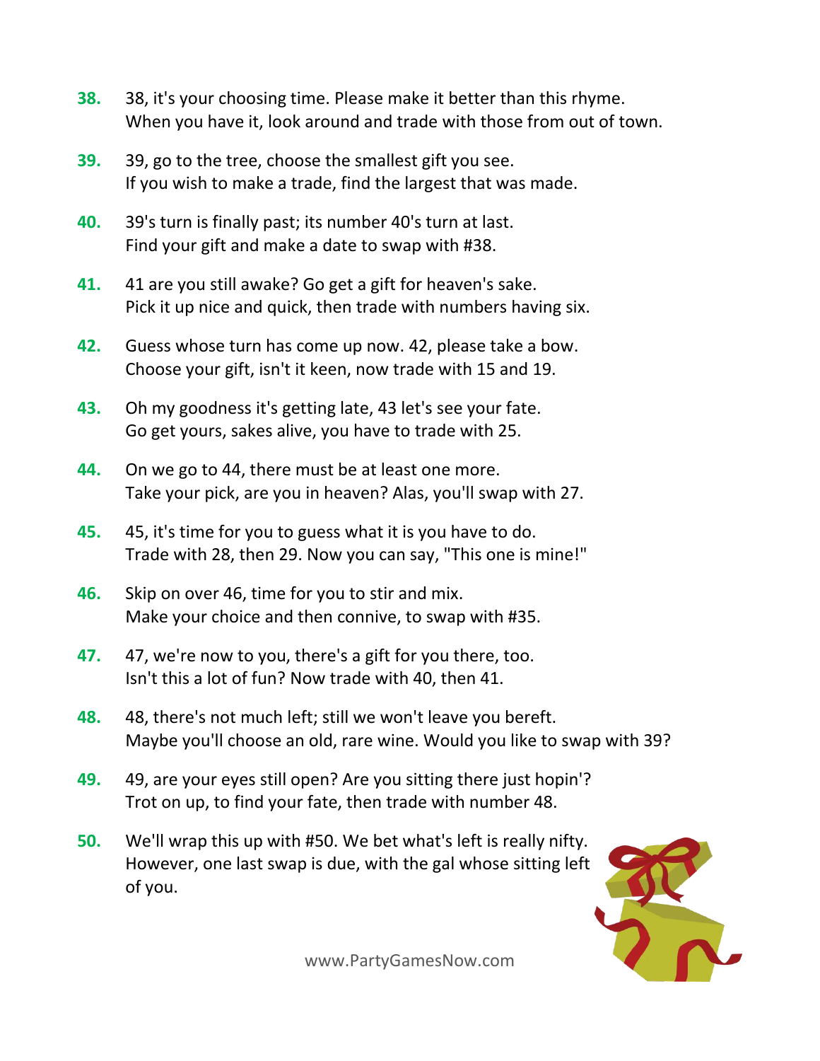**38.** 38, it's your choosing time. Please make it better than this rhyme.
When you have it, look around and trade with those from out of town.

**39.** 39, go to the tree, choose the smallest gift you see.
If you wish to make a trade, find the largest that was made.

**40.** 39's turn is finally past; its number 40's turn at last.
Find your gift and make a date to swap with #38.

**41.** 41 are you still awake? Go get a gift for heaven's sake.
Pick it up nice and quick, then trade with numbers having six.

**42.** Guess whose turn has come up now. 42, please take a bow.
Choose your gift, isn't it keen, now trade with 15 and 19.

**43.** Oh my goodness it's getting late, 43 let's see your fate.
Go get yours, sakes alive, you have to trade with 25.

**44.** On we go to 44, there must be at least one more.
Take your pick, are you in heaven? Alas, you'll swap with 27.

**45.** 45, it's time for you to guess what it is you have to do.
Trade with 28, then 29. Now you can say, "This one is mine!"

**46.** Skip on over 46, time for you to stir and mix.
Make your choice and then connive, to swap with #35.

**47.** 47, we're now to you, there's a gift for you there, too.
Isn't this a lot of fun? Now trade with 40, then 41.

**48.** 48, there's not much left; still we won't leave you bereft.
Maybe you'll choose an old, rare wine. Would you like to swap with 39?

**49.** 49, are your eyes still open? Are you sitting there just hopin'?
Trot on up, to find your fate, then trade with number 48.

**50.** We'll wrap this up with #50. We bet what's left is really nifty.
However, one last swap is due, with the gal whose sitting left of you.

www.PartyGamesNow.com